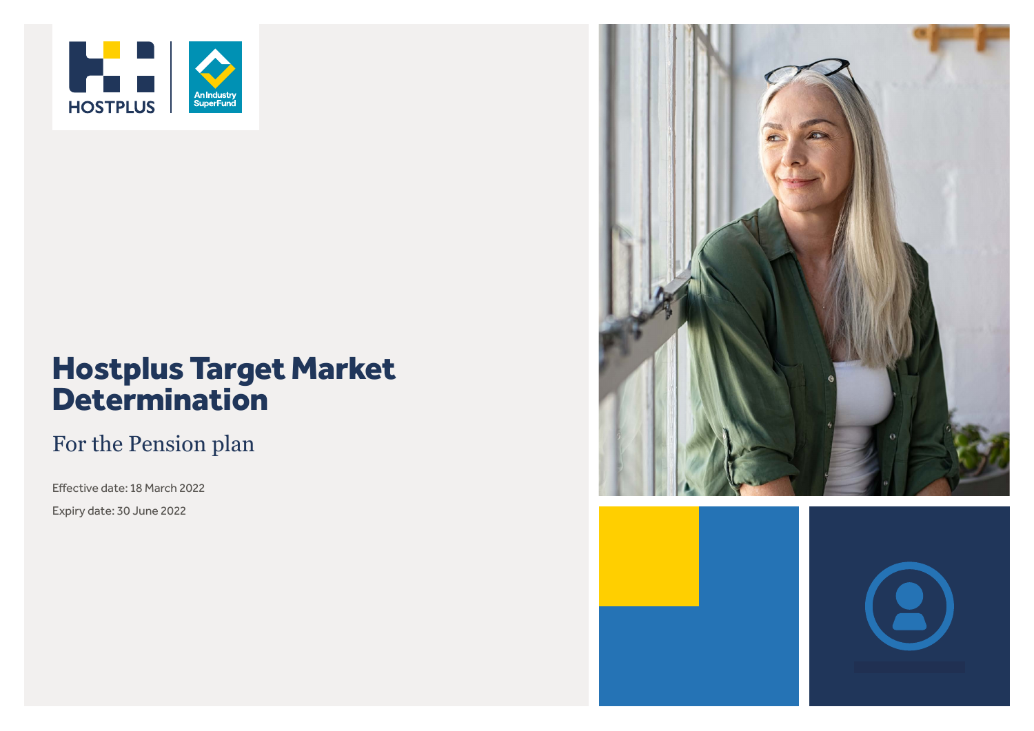HOSTPLUS | An Industry SuperFund

# Hostplus Target Market Determination

## For the Pension plan

Effective date: 18 March 2022

Expiry date: 30 June 2022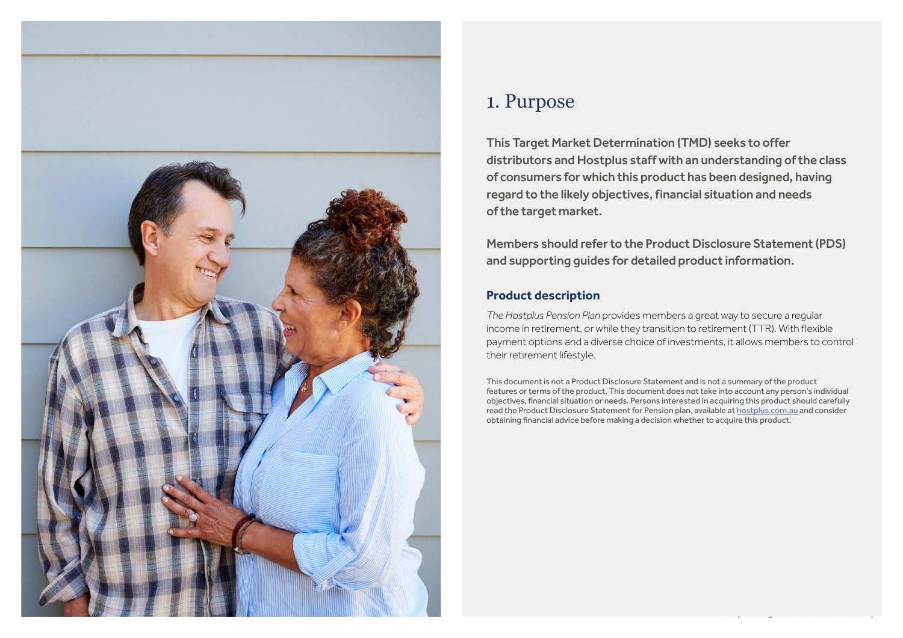# 1. Purpose

**This Target Market Determination (TMD) seeks to offer distributors and Hostplus staff with an understanding of the class of consumers for which this product has been designed, having regard to the likely objectives, financial situation and needs of the target market.**

**Members should refer to the Product Disclosure Statement (PDS) and supporting guides for detailed product information.**

## Product description

*The Hostplus Pension Plan* provides members a great way to secure a regular income in retirement, or while they transition to retirement (TTR). With flexible payment options and a diverse choice of investments, it allows members to control their retirement lifestyle.

This document is not a Product Disclosure Statement and is not a summary of the product features or terms of the product. This document does not take into account any person's individual objectives, financial situation or needs. Persons interested in acquiring this product should carefully read the Product Disclosure Statement for Pension plan, available at hostplus.com.au and consider obtaining financial advice before making a decision whether to acquire this product.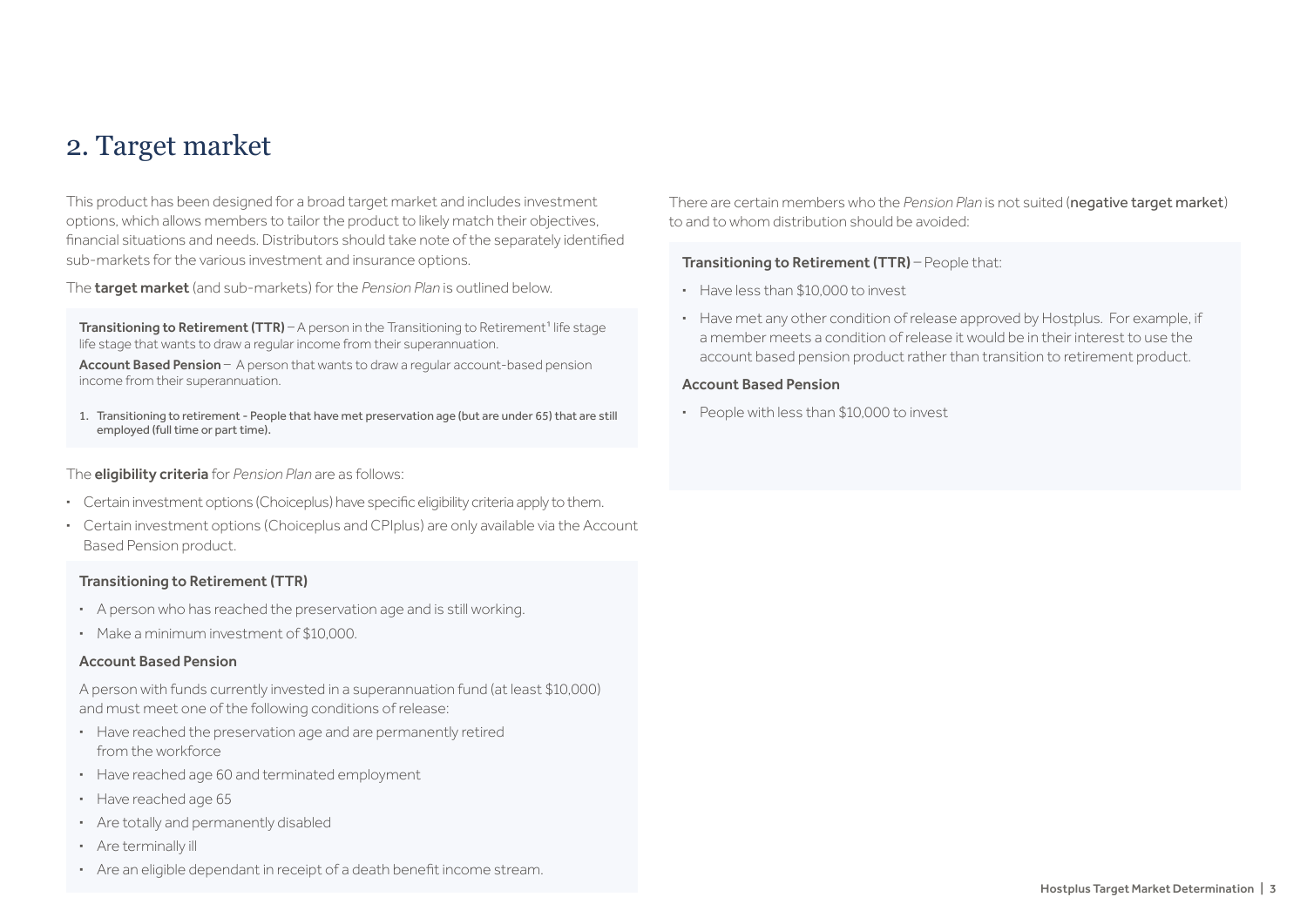## 2. Target market

This product has been designed for a broad target market and includes investment options, which allows members to tailor the product to likely match their objectives, financial situations and needs. Distributors should take note of the separately identified sub-markets for the various investment and insurance options.

The **target market** (and sub-markets) for the *Pension Plan* is outlined below.

**Transitioning to Retirement (TTR)** – A person in the Transitioning to Retirement[1] life stage life stage that wants to draw a regular income from their superannuation.

**Account Based Pension** – A person that wants to draw a regular account-based pension income from their superannuation.

1. Transitioning to retirement - People that have met preservation age (but are under 65) that are still employed (full time or part time).

The **eligibility criteria** for *Pension Plan* are as follows:

- Certain investment options (Choiceplus) have specific eligibility criteria apply to them.
- Certain investment options (Choiceplus and CPIplus) are only available via the Account Based Pension product.

**Transitioning to Retirement (TTR)**

- A person who has reached the preservation age and is still working.
- Make a minimum investment of $10,000.

**Account Based Pension**

A person with funds currently invested in a superannuation fund (at least $10,000) and must meet one of the following conditions of release:

- Have reached the preservation age and are permanently retired from the workforce
- Have reached age 60 and terminated employment
- Have reached age 65
- Are totally and permanently disabled
- Are terminally ill
- Are an eligible dependant in receipt of a death benefit income stream.

There are certain members who the *Pension Plan* is not suited (**negative target market**) to and to whom distribution should be avoided:

**Transitioning to Retirement (TTR)** – People that:

- Have less than $10,000 to invest
- Have met any other condition of release approved by Hostplus. For example, if a member meets a condition of release it would be in their interest to use the account based pension product rather than transition to retirement product.

**Account Based Pension**

- People with less than $10,000 to invest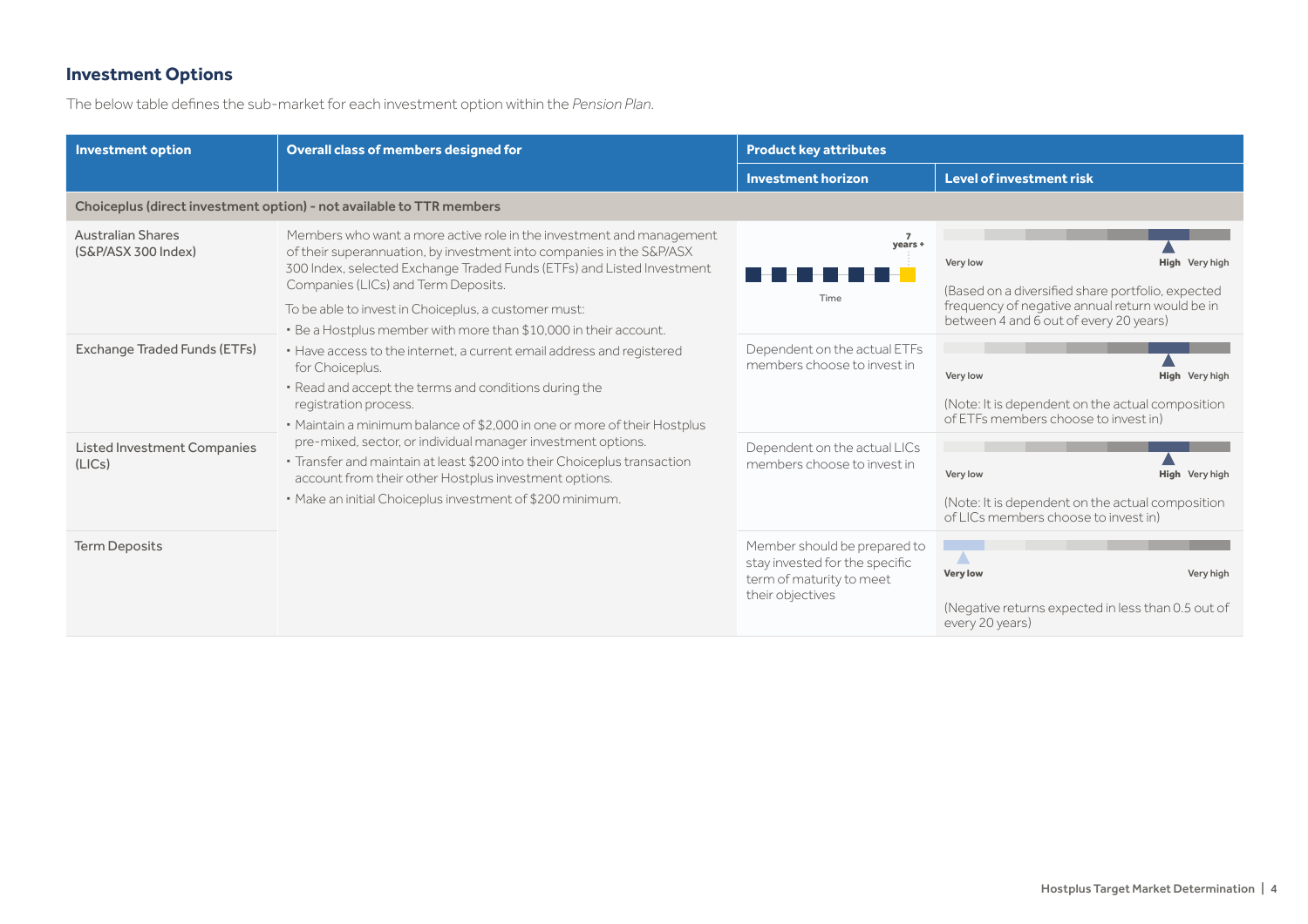## Investment Options

The below table defines the sub-market for each investment option within the *Pension Plan*.

| Investment option | Overall class of members designed for | Product key attributes | |
|---|---|---|---|
| | | **Investment horizon** | **Level of investment risk** |
| **Choiceplus (direct investment option) - not available to TTR members** | | | |
| Australian Shares (S&P/ASX 300 Index) | Members who want a more active role in the investment and management of their superannuation, by investment into companies in the S&P/ASX 300 Index, selected Exchange Traded Funds (ETFs) and Listed Investment Companies (LICs) and Term Deposits.<br><br>To be able to invest in Choiceplus, a customer must:<br>• Be a Hostplus member with more than $10,000 in their account.<br>• Have access to the internet, a current email address and registered for Choiceplus.<br>• Read and accept the terms and conditions during the registration process.<br>• Maintain a minimum balance of $2,000 in one or more of their Hostplus pre-mixed, sector, or individual manager investment options.<br>• Transfer and maintain at least $200 into their Choiceplus transaction account from their other Hostplus investment options.<br>• Make an initial Choiceplus investment of $200 minimum. | 7 years + | High (Very low – Very high scale)<br>(Based on a diversified share portfolio, expected frequency of negative annual return would be in between 4 and 6 out of every 20 years) |
| Exchange Traded Funds (ETFs) | | Dependent on the actual ETFs members choose to invest in | High (Very low – Very high scale)<br>(Note: It is dependent on the actual composition of ETFs members choose to invest in) |
| Listed Investment Companies (LICs) | | Dependent on the actual LICs members choose to invest in | High (Very low – Very high scale)<br>(Note: It is dependent on the actual composition of LICs members choose to invest in) |
| Term Deposits | | Member should be prepared to stay invested for the specific term of maturity to meet their objectives | Very low (Very low – Very high scale)<br>(Negative returns expected in less than 0.5 out of every 20 years) |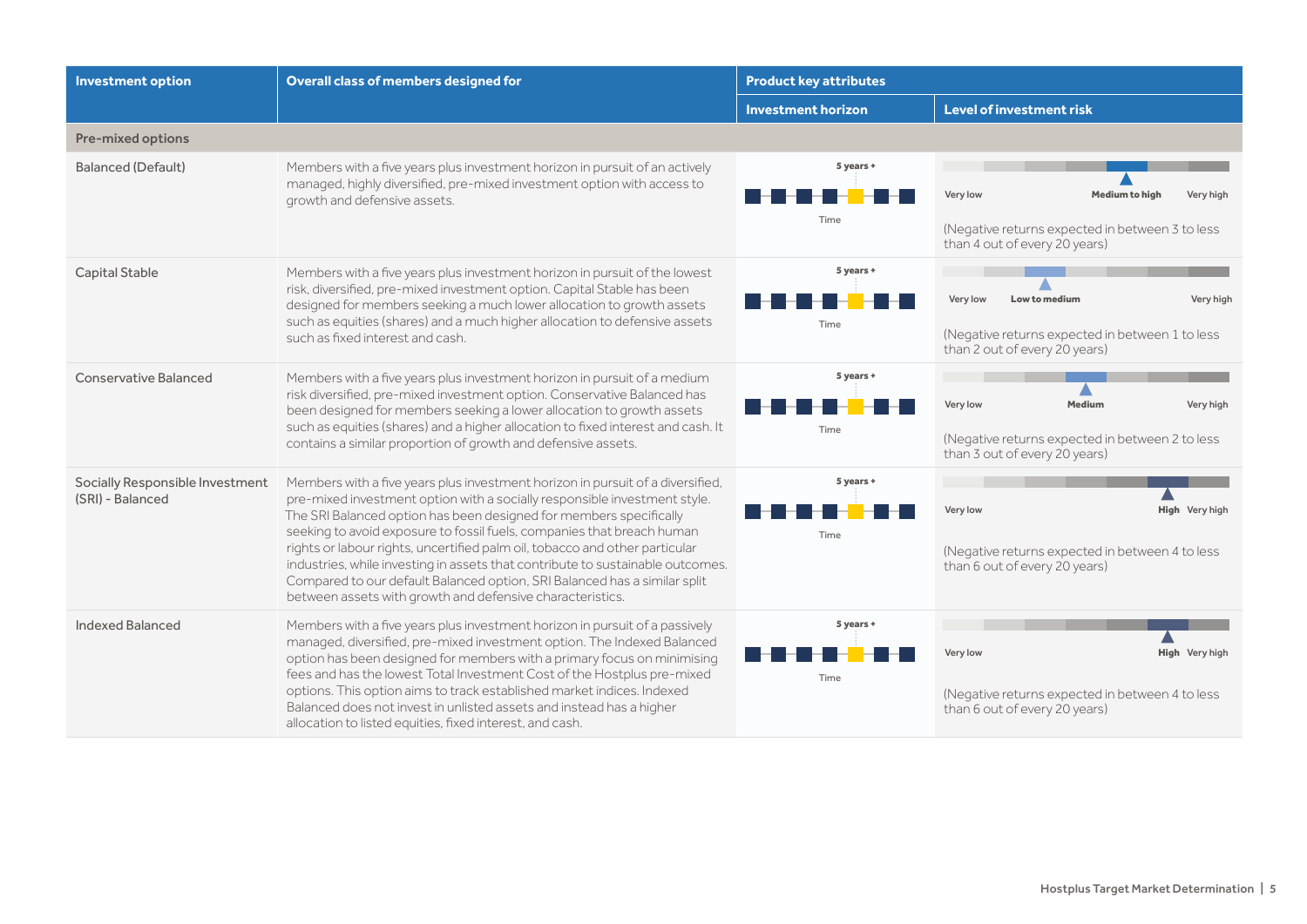| Investment option | Overall class of members designed for | Product key attributes | |
|---|---|---|---|
| | | Investment horizon | Level of investment risk |
| **Pre-mixed options** | | | |
| Balanced (Default) | Members with a five years plus investment horizon in pursuit of an actively managed, highly diversified, pre-mixed investment option with access to growth and defensive assets. | 5 years + | Medium to high (Negative returns expected in between 3 to less than 4 out of every 20 years) |
| Capital Stable | Members with a five years plus investment horizon in pursuit of the lowest risk, diversified, pre-mixed investment option. Capital Stable has been designed for members seeking a much lower allocation to growth assets such as equities (shares) and a much higher allocation to defensive assets such as fixed interest and cash. | 5 years + | Low to medium (Negative returns expected in between 1 to less than 2 out of every 20 years) |
| Conservative Balanced | Members with a five years plus investment horizon in pursuit of a medium risk diversified, pre-mixed investment option. Conservative Balanced has been designed for members seeking a lower allocation to growth assets such as equities (shares) and a higher allocation to fixed interest and cash. It contains a similar proportion of growth and defensive assets. | 5 years + | Medium (Negative returns expected in between 2 to less than 3 out of every 20 years) |
| Socially Responsible Investment (SRI) - Balanced | Members with a five years plus investment horizon in pursuit of a diversified, pre-mixed investment option with a socially responsible investment style. The SRI Balanced option has been designed for members specifically seeking to avoid exposure to fossil fuels, companies that breach human rights or labour rights, uncertified palm oil, tobacco and other particular industries, while investing in assets that contribute to sustainable outcomes. Compared to our default Balanced option, SRI Balanced has a similar split between assets with growth and defensive characteristics. | 5 years + | High (Negative returns expected in between 4 to less than 6 out of every 20 years) |
| Indexed Balanced | Members with a five years plus investment horizon in pursuit of a passively managed, diversified, pre-mixed investment option. The Indexed Balanced option has been designed for members with a primary focus on minimising fees and has the lowest Total Investment Cost of the Hostplus pre-mixed options. This option aims to track established market indices. Indexed Balanced does not invest in unlisted assets and instead has a higher allocation to listed equities, fixed interest, and cash. | 5 years + | High (Negative returns expected in between 4 to less than 6 out of every 20 years) |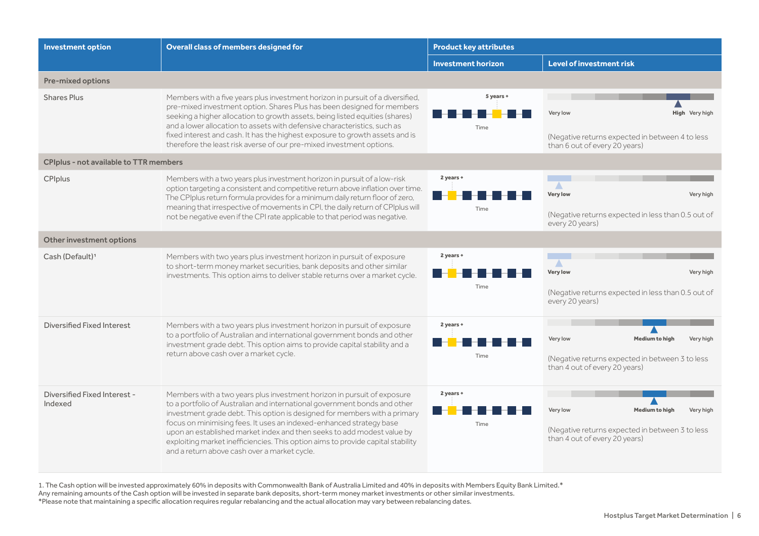| Investment option | Overall class of members designed for | Product key attributes | |
|---|---|---|---|
| | | Investment horizon | Level of investment risk |
| **Pre-mixed options** | | | |
| Shares Plus | Members with a five years plus investment horizon in pursuit of a diversified, pre-mixed investment option. Shares Plus has been designed for members seeking a higher allocation to growth assets, being listed equities (shares) and a lower allocation to assets with defensive characteristics, such as fixed interest and cash. It has the highest exposure to growth assets and is therefore the least risk averse of our pre-mixed investment options. | 5 years + | High (Negative returns expected in between 4 to less than 6 out of every 20 years) |
| **CPIplus - not available to TTR members** | | | |
| CPIplus | Members with a two years plus investment horizon in pursuit of a low-risk option targeting a consistent and competitive return above inflation over time. The CPIplus return formula provides for a minimum daily return floor of zero, meaning that irrespective of movements in CPI, the daily return of CPIplus will not be negative even if the CPI rate applicable to that period was negative. | 2 years + | Very low (Negative returns expected in less than 0.5 out of every 20 years) |
| **Other investment options** | | | |
| Cash (Default)[1] | Members with two years plus investment horizon in pursuit of exposure to short-term money market securities, bank deposits and other similar investments. This option aims to deliver stable returns over a market cycle. | 2 years + | Very low (Negative returns expected in less than 0.5 out of every 20 years) |
| Diversified Fixed Interest | Members with a two years plus investment horizon in pursuit of exposure to a portfolio of Australian and international government bonds and other investment grade debt. This option aims to provide capital stability and a return above cash over a market cycle. | 2 years + | Medium to high (Negative returns expected in between 3 to less than 4 out of every 20 years) |
| Diversified Fixed Interest - Indexed | Members with a two years plus investment horizon in pursuit of exposure to a portfolio of Australian and international government bonds and other investment grade debt. This option is designed for members with a primary focus on minimising fees. It uses an indexed-enhanced strategy base upon an established market index and then seeks to add modest value by exploiting market inefficiencies. This option aims to provide capital stability and a return above cash over a market cycle. | 2 years + | Medium to high (Negative returns expected in between 3 to less than 4 out of every 20 years) |

1. The Cash option will be invested approximately 60% in deposits with Commonwealth Bank of Australia Limited and 40% in deposits with Members Equity Bank Limited.*
Any remaining amounts of the Cash option will be invested in separate bank deposits, short-term money market investments or other similar investments.
*Please note that maintaining a specific allocation requires regular rebalancing and the actual allocation may vary between rebalancing dates.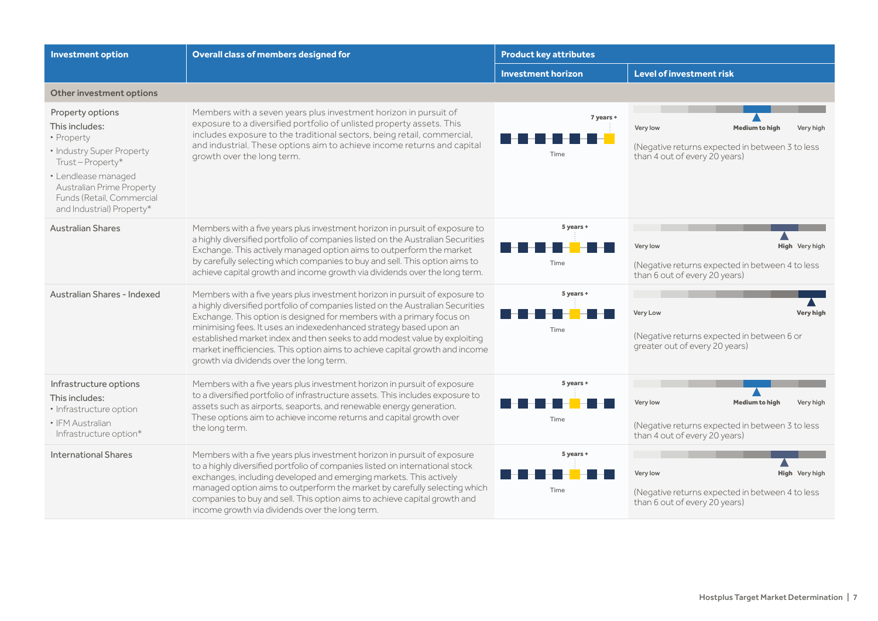| Investment option | Overall class of members designed for | Product key attributes | |
|---|---|---|---|
| | | Investment horizon | Level of investment risk |
| **Other investment options** | | | |
| Property options<br>This includes:<br>• Property<br>• Industry Super Property Trust – Property*<br>• Lendlease managed Australian Prime Property Funds (Retail, Commercial and Industrial) Property* | Members with a seven years plus investment horizon in pursuit of exposure to a diversified portfolio of unlisted property assets. This includes exposure to the traditional sectors, being retail, commercial, and industrial. These options aim to achieve income returns and capital growth over the long term. | 7 years +<br>Time | Very low — **Medium to high** — Very high<br>(Negative returns expected in between 3 to less than 4 out of every 20 years) |
| Australian Shares | Members with a five years plus investment horizon in pursuit of exposure to a highly diversified portfolio of companies listed on the Australian Securities Exchange. This actively managed option aims to outperform the market by carefully selecting which companies to buy and sell. This option aims to achieve capital growth and income growth via dividends over the long term. | 5 years +<br>Time | Very low — **High** — Very high<br>(Negative returns expected in between 4 to less than 6 out of every 20 years) |
| Australian Shares - Indexed | Members with a five years plus investment horizon in pursuit of exposure to a highly diversified portfolio of companies listed on the Australian Securities Exchange. This option is designed for members with a primary focus on minimising fees. It uses an indexedenhanced strategy based upon an established market index and then seeks to add modest value by exploiting market inefficiencies. This option aims to achieve capital growth and income growth via dividends over the long term. | 5 years +<br>Time | Very Low — **Very high**<br>(Negative returns expected in between 6 or greater out of every 20 years) |
| Infrastructure options<br>This includes:<br>• Infrastructure option<br>• IFM Australian Infrastructure option* | Members with a five years plus investment horizon in pursuit of exposure to a diversified portfolio of infrastructure assets. This includes exposure to assets such as airports, seaports, and renewable energy generation. These options aim to achieve income returns and capital growth over the long term. | 5 years +<br>Time | Very low — **Medium to high** — Very high<br>(Negative returns expected in between 3 to less than 4 out of every 20 years) |
| International Shares | Members with a five years plus investment horizon in pursuit of exposure to a highly diversified portfolio of companies listed on international stock exchanges, including developed and emerging markets. This actively managed option aims to outperform the market by carefully selecting which companies to buy and sell. This option aims to achieve capital growth and income growth via dividends over the long term. | 5 years +<br>Time | Very low — **High** — Very high<br>(Negative returns expected in between 4 to less than 6 out of every 20 years) |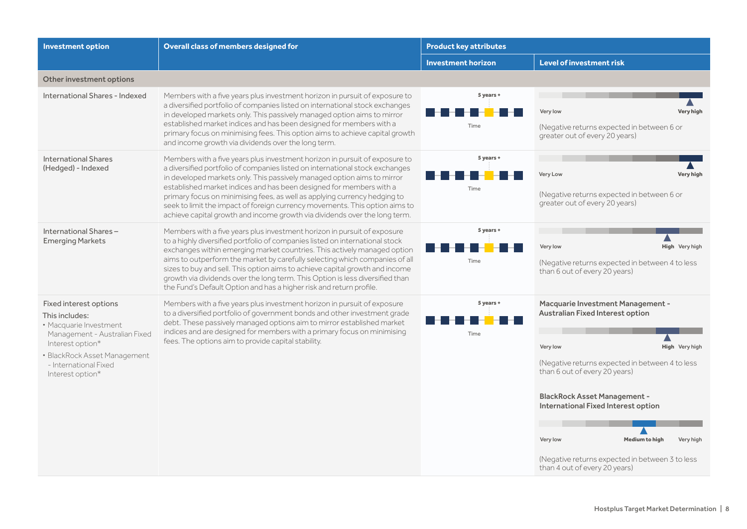| Investment option | Overall class of members designed for | Product key attributes | |
|---|---|---|---|
| | | Investment horizon | Level of investment risk |
| **Other investment options** | | | |
| International Shares - Indexed | Members with a five years plus investment horizon in pursuit of exposure to a diversified portfolio of companies listed on international stock exchanges in developed markets only. This passively managed option aims to mirror established market indices and has been designed for members with a primary focus on minimising fees. This option aims to achieve capital growth and income growth via dividends over the long term. | 5 years + | Very high (Negative returns expected in between 6 or greater out of every 20 years) |
| International Shares (Hedged) - Indexed | Members with a five years plus investment horizon in pursuit of exposure to a diversified portfolio of companies listed on international stock exchanges in developed markets only. This passively managed option aims to mirror established market indices and has been designed for members with a primary focus on minimising fees, as well as applying currency hedging to seek to limit the impact of foreign currency movements. This option aims to achieve capital growth and income growth via dividends over the long term. | 5 years + | Very high (Negative returns expected in between 6 or greater out of every 20 years) |
| International Shares – Emerging Markets | Members with a five years plus investment horizon in pursuit of exposure to a highly diversified portfolio of companies listed on international stock exchanges within emerging market countries. This actively managed option aims to outperform the market by carefully selecting which companies of all sizes to buy and sell. This option aims to achieve capital growth and income growth via dividends over the long term. This Option is less diversified than the Fund's Default Option and has a higher risk and return profile. | 5 years + | High (Negative returns expected in between 4 to less than 6 out of every 20 years) |
| Fixed interest options<br>This includes:<br>• Macquarie Investment Management - Australian Fixed Interest option*<br>• BlackRock Asset Management - International Fixed Interest option* | Members with a five years plus investment horizon in pursuit of exposure to a diversified portfolio of government bonds and other investment grade debt. These passively managed options aim to mirror established market indices and are designed for members with a primary focus on minimising fees. The options aim to provide capital stability. | 5 years + | **Macquarie Investment Management - Australian Fixed Interest option**<br>High (Negative returns expected in between 4 to less than 6 out of every 20 years)<br><br>**BlackRock Asset Management - International Fixed Interest option**<br>Medium to high (Negative returns expected in between 3 to less than 4 out of every 20 years) |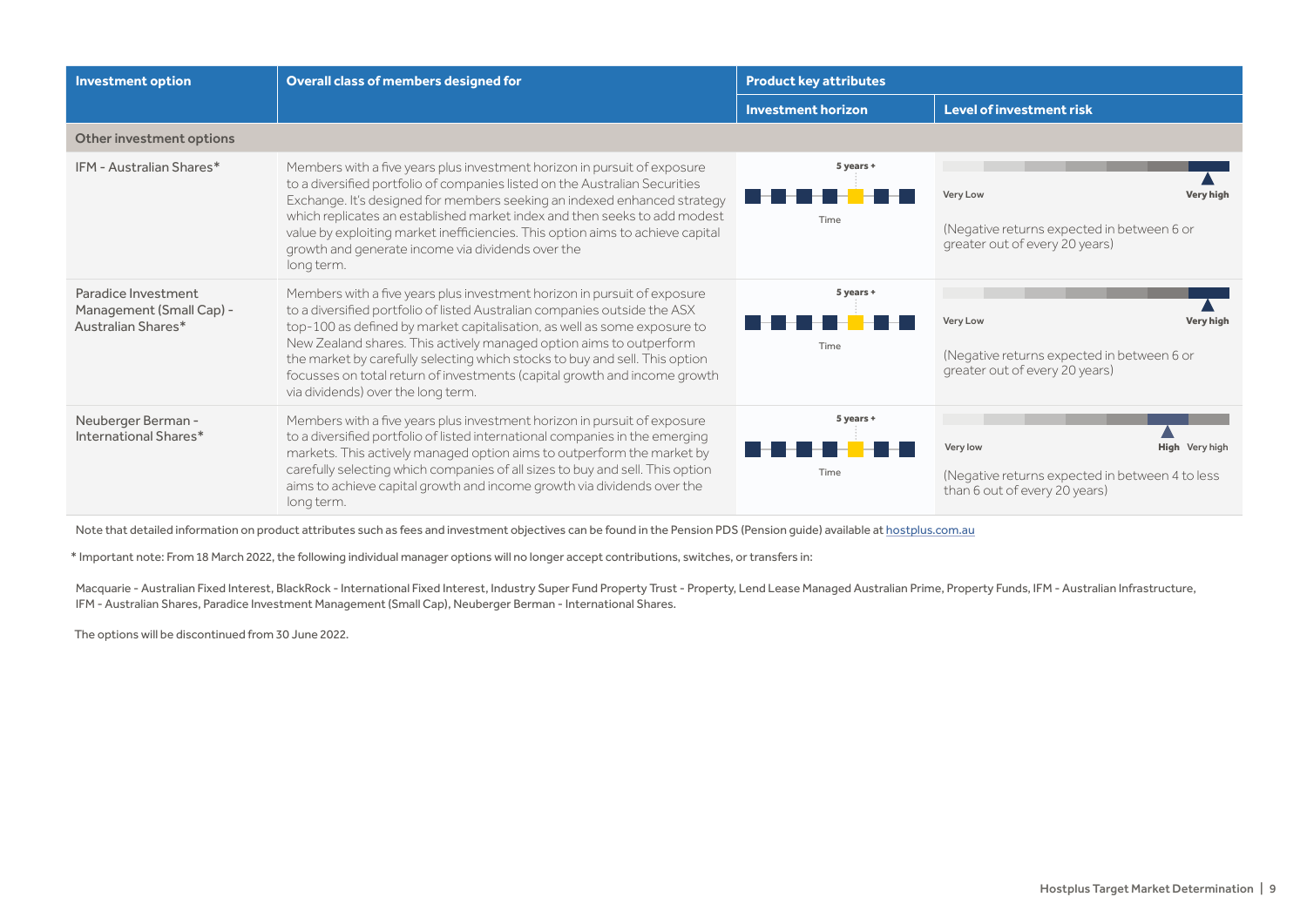| Investment option | Overall class of members designed for | Product key attributes | |
|---|---|---|---|
| | | Investment horizon | Level of investment risk |
| **Other investment options** | | | |
| IFM - Australian Shares* | Members with a five years plus investment horizon in pursuit of exposure to a diversified portfolio of companies listed on the Australian Securities Exchange. It's designed for members seeking an indexed enhanced strategy which replicates an established market index and then seeks to add modest value by exploiting market inefficiencies. This option aims to achieve capital growth and generate income via dividends over the long term. | 5 years + Time | Very Low – Very high (Very high) (Negative returns expected in between 6 or greater out of every 20 years) |
| Paradice Investment Management (Small Cap) - Australian Shares* | Members with a five years plus investment horizon in pursuit of exposure to a diversified portfolio of listed Australian companies outside the ASX top-100 as defined by market capitalisation, as well as some exposure to New Zealand shares. This actively managed option aims to outperform the market by carefully selecting which stocks to buy and sell. This option focusses on total return of investments (capital growth and income growth via dividends) over the long term. | 5 years + Time | Very Low – Very high (Very high) (Negative returns expected in between 6 or greater out of every 20 years) |
| Neuberger Berman - International Shares* | Members with a five years plus investment horizon in pursuit of exposure to a diversified portfolio of listed international companies in the emerging markets. This actively managed option aims to outperform the market by carefully selecting which companies of all sizes to buy and sell. This option aims to achieve capital growth and income growth via dividends over the long term. | 5 years + Time | Very low – Very high (High) (Negative returns expected in between 4 to less than 6 out of every 20 years) |

Note that detailed information on product attributes such as fees and investment objectives can be found in the Pension PDS (Pension guide) available at hostplus.com.au

* Important note: From 18 March 2022, the following individual manager options will no longer accept contributions, switches, or transfers in:

Macquarie - Australian Fixed Interest, BlackRock - International Fixed Interest, Industry Super Fund Property Trust - Property, Lend Lease Managed Australian Prime, Property Funds, IFM - Australian Infrastructure, IFM - Australian Shares, Paradice Investment Management (Small Cap), Neuberger Berman - International Shares.

The options will be discontinued from 30 June 2022.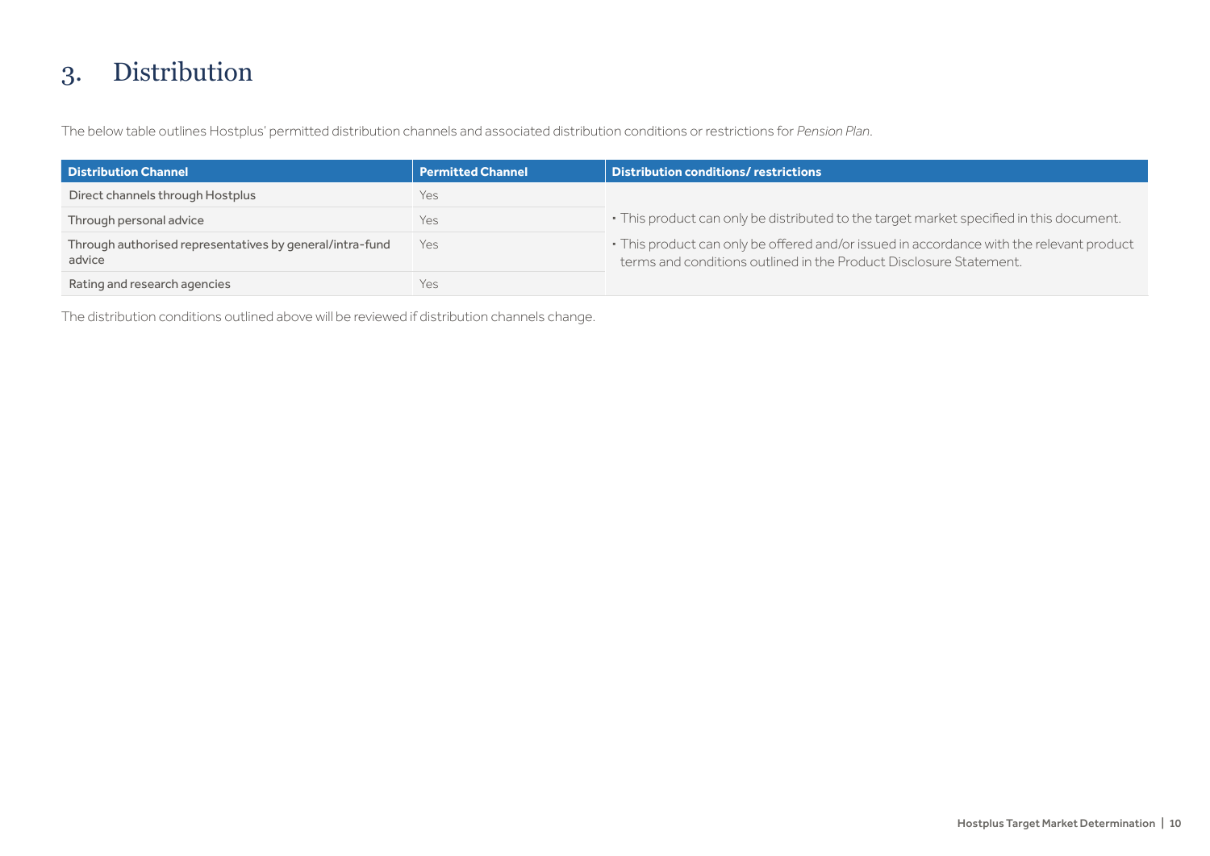# 3. Distribution

The below table outlines Hostplus' permitted distribution channels and associated distribution conditions or restrictions for *Pension Plan*.

| Distribution Channel | Permitted Channel | Distribution conditions/ restrictions |
|---|---|---|
| Direct channels through Hostplus | Yes | • This product can only be distributed to the target market specified in this document.<br>• This product can only be offered and/or issued in accordance with the relevant product terms and conditions outlined in the Product Disclosure Statement. |
| Through personal advice | Yes | |
| Through authorised representatives by general/intra-fund advice | Yes | |
| Rating and research agencies | Yes | |

The distribution conditions outlined above will be reviewed if distribution channels change.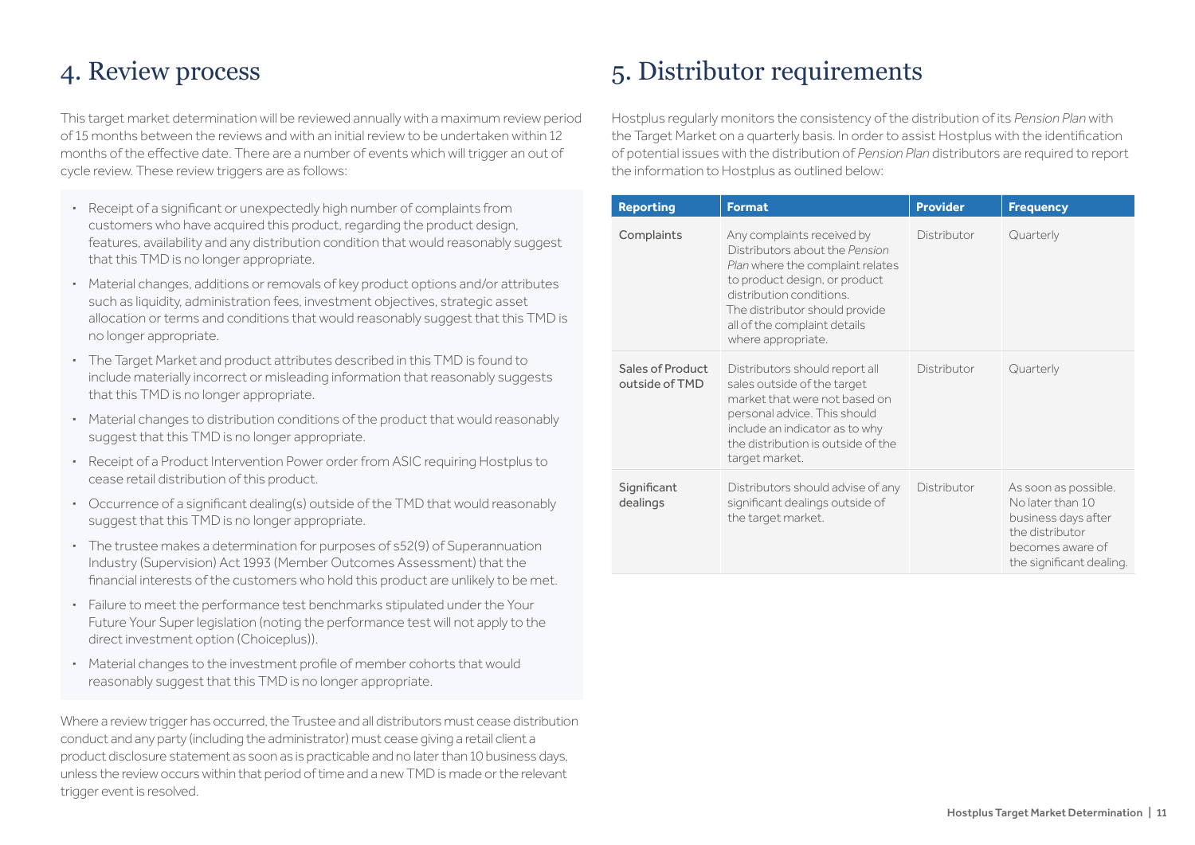# 4. Review process

This target market determination will be reviewed annually with a maximum review period of 15 months between the reviews and with an initial review to be undertaken within 12 months of the effective date. There are a number of events which will trigger an out of cycle review. These review triggers are as follows:

- Receipt of a significant or unexpectedly high number of complaints from customers who have acquired this product, regarding the product design, features, availability and any distribution condition that would reasonably suggest that this TMD is no longer appropriate.
- Material changes, additions or removals of key product options and/or attributes such as liquidity, administration fees, investment objectives, strategic asset allocation or terms and conditions that would reasonably suggest that this TMD is no longer appropriate.
- The Target Market and product attributes described in this TMD is found to include materially incorrect or misleading information that reasonably suggests that this TMD is no longer appropriate.
- Material changes to distribution conditions of the product that would reasonably suggest that this TMD is no longer appropriate.
- Receipt of a Product Intervention Power order from ASIC requiring Hostplus to cease retail distribution of this product.
- Occurrence of a significant dealing(s) outside of the TMD that would reasonably suggest that this TMD is no longer appropriate.
- The trustee makes a determination for purposes of s52(9) of Superannuation Industry (Supervision) Act 1993 (Member Outcomes Assessment) that the financial interests of the customers who hold this product are unlikely to be met.
- Failure to meet the performance test benchmarks stipulated under the Your Future Your Super legislation (noting the performance test will not apply to the direct investment option (Choiceplus)).
- Material changes to the investment profile of member cohorts that would reasonably suggest that this TMD is no longer appropriate.

Where a review trigger has occurred, the Trustee and all distributors must cease distribution conduct and any party (including the administrator) must cease giving a retail client a product disclosure statement as soon as is practicable and no later than 10 business days, unless the review occurs within that period of time and a new TMD is made or the relevant trigger event is resolved.

# 5. Distributor requirements

Hostplus regularly monitors the consistency of the distribution of its *Pension Plan* with the Target Market on a quarterly basis. In order to assist Hostplus with the identification of potential issues with the distribution of *Pension Plan* distributors are required to report the information to Hostplus as outlined below:

| Reporting | Format | Provider | Frequency |
|---|---|---|---|
| Complaints | Any complaints received by Distributors about the *Pension Plan* where the complaint relates to product design, or product distribution conditions. The distributor should provide all of the complaint details where appropriate. | Distributor | Quarterly |
| Sales of Product outside of TMD | Distributors should report all sales outside of the target market that were not based on personal advice. This should include an indicator as to why the distribution is outside of the target market. | Distributor | Quarterly |
| Significant dealings | Distributors should advise of any significant dealings outside of the target market. | Distributor | As soon as possible. No later than 10 business days after the distributor becomes aware of the significant dealing. |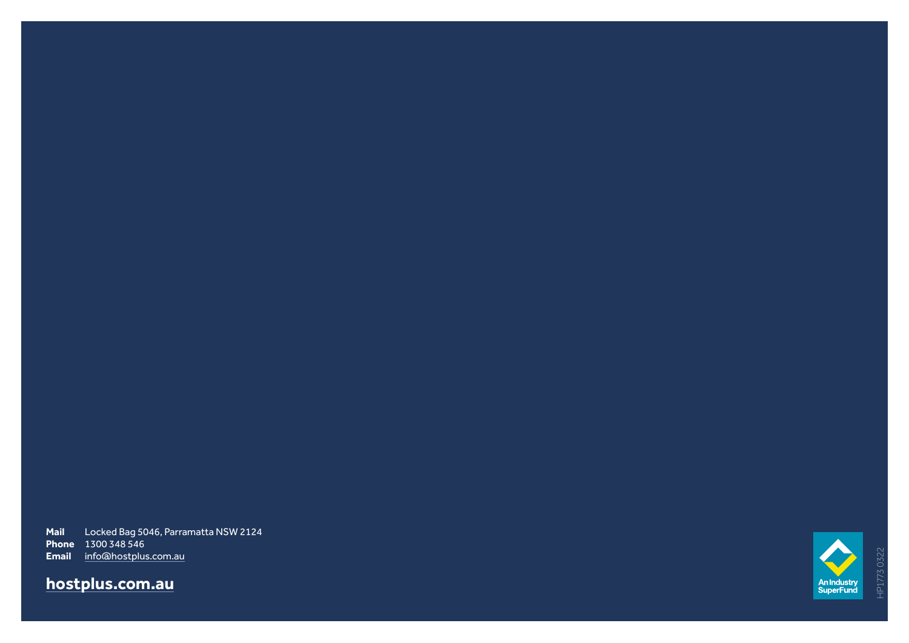**Mail** Locked Bag 5046, Parramatta NSW 2124
**Phone** 1300 348 546
**Email** info@hostplus.com.au

**hostplus.com.au**

An Industry SuperFund

HP1773 0322